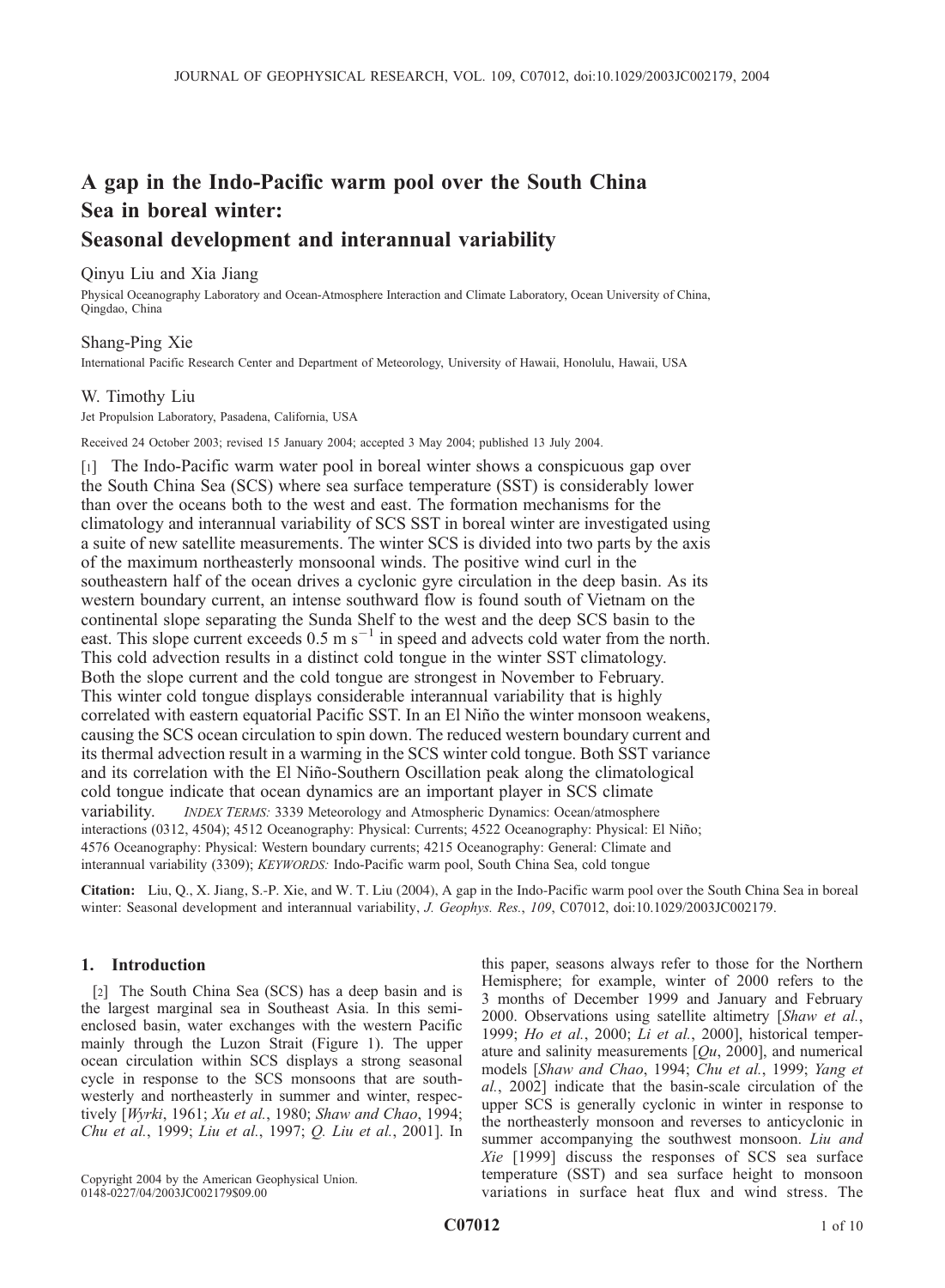# A gap in the Indo-Pacific warm pool over the South China Sea in boreal winter: Seasonal development and interannual variability

Qinyu Liu and Xia Jiang

Physical Oceanography Laboratory and Ocean-Atmosphere Interaction and Climate Laboratory, Ocean University of China, Qingdao, China

Shang-Ping Xie

International Pacific Research Center and Department of Meteorology, University of Hawaii, Honolulu, Hawaii, USA

W. Timothy Liu

Jet Propulsion Laboratory, Pasadena, California, USA

Received 24 October 2003; revised 15 January 2004; accepted 3 May 2004; published 13 July 2004.

[1] The Indo-Pacific warm water pool in boreal winter shows a conspicuous gap over the South China Sea (SCS) where sea surface temperature (SST) is considerably lower than over the oceans both to the west and east. The formation mechanisms for the climatology and interannual variability of SCS SST in boreal winter are investigated using a suite of new satellite measurements. The winter SCS is divided into two parts by the axis of the maximum northeasterly monsoonal winds. The positive wind curl in the southeastern half of the ocean drives a cyclonic gyre circulation in the deep basin. As its western boundary current, an intense southward flow is found south of Vietnam on the continental slope separating the Sunda Shelf to the west and the deep SCS basin to the east. This slope current exceeds 0.5 m $s^{-1}$ in speed and advects cold water from the north. This cold advection results in a distinct cold tongue in the winter SST climatology. Both the slope current and the cold tongue are strongest in November to February. This winter cold tongue displays considerable interannual variability that is highly correlated with eastern equatorial Pacific SST. In an El Niño the winter monsoon weakens, causing the SCS ocean circulation to spin down. The reduced western boundary current and its thermal advection result in a warming in the SCS winter cold tongue. Both SST variance and its correlation with the El Niño-Southern Oscillation peak along the climatological cold tongue indicate that ocean dynamics are an important player in SCS climate variability. *INDEX TERMS:* 3339 Meteorology and Atmospheric Dynamics: Ocean/atmosphere interactions (0312, 4504); 4512 Oceanography: Physical: Currents; 4522 Oceanography: Physical: El Niño; 4576 Oceanography: Physical: Western boundary currents; 4215 Oceanography: General: Climate and interannual variability (3309); *KEYWORDS:* Indo-Pacific warm pool, South China Sea, cold tongue

**Citation:** Liu, Q., X. Jiang, S.-P. Xie, and W. T. Liu (2004), A gap in the Indo-Pacific warm pool over the South China Sea in boreal winter: Seasonal development and interannual variability, *J. Geophys. Res.*, *109*, C07012, doi:10.1029/2003JC002179.

## 1. Introduction

[2] The South China Sea (SCS) has a deep basin and is the largest marginal sea in Southeast Asia. In this semi-enclosed basin, water exchanges with the western Pacific mainly through the Luzon Strait (Figure 1). The upper ocean circulation within SCS displays a strong seasonal cycle in response to the SCS monsoons that are southwesterly and northeasterly in summer and winter, respectively [*Wyrki*, 1961; *Xu et al.*, 1980; *Shaw and Chao*, 1994; *Chu et al.*, 1999; *Liu et al.*, 1997; *Q. Liu et al.*, 2001]. In this paper, seasons always refer to those for the Northern Hemisphere; for example, winter of 2000 refers to the 3 months of December 1999 and January and February 2000. Observations using satellite altimetry [*Shaw et al.*, 1999; *Ho et al.*, 2000; *Li et al.*, 2000], historical temperature and salinity measurements [*Qu*, 2000], and numerical models [*Shaw and Chao*, 1994; *Chu et al.*, 1999; *Yang et al.*, 2002] indicate that the basin-scale circulation of the upper SCS is generally cyclonic in winter in response to the northeasterly monsoon and reverses to anticyclonic in summer accompanying the southwest monsoon. *Liu and Xie* [1999] discuss the responses of SCS sea surface temperature (SST) and sea surface height to monsoon variations in surface heat flux and wind stress. The

Copyright 2004 by the American Geophysical Union.
0148-0227/04/2003JC002179$09.00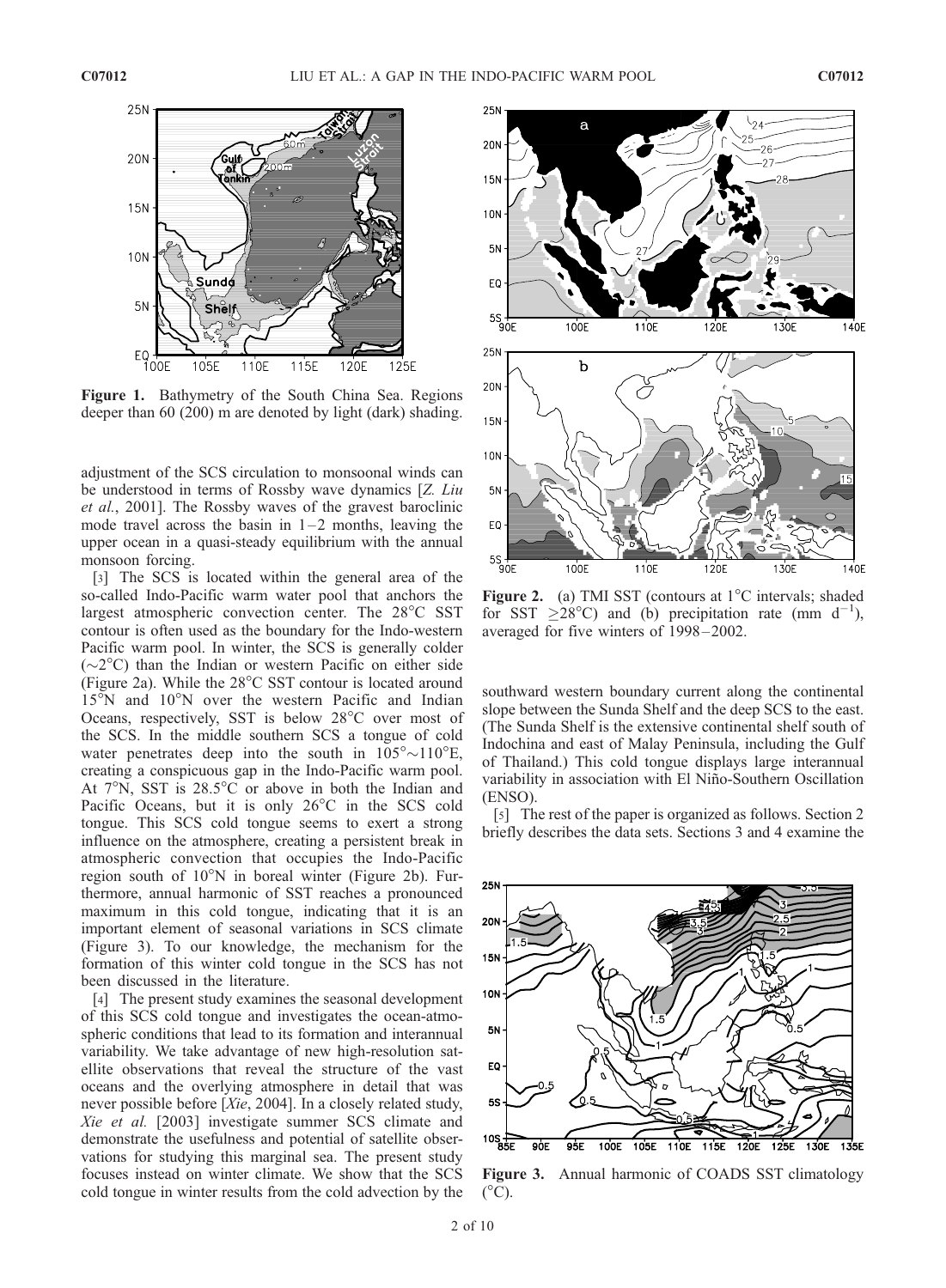Figure 1. Bathymetry of the South China Sea. Regions deeper than 60 (200) m are denoted by light (dark) shading.

adjustment of the SCS circulation to monsoonal winds can be understood in terms of Rossby wave dynamics [*Z. Liu et al.*, 2001]. The Rossby waves of the gravest baroclinic mode travel across the basin in 1–2 months, leaving the upper ocean in a quasi-steady equilibrium with the annual monsoon forcing.

[3] The SCS is located within the general area of the so-called Indo-Pacific warm water pool that anchors the largest atmospheric convection center. The 28°C SST contour is often used as the boundary for the Indo-western Pacific warm pool. In winter, the SCS is generally colder (~2°C) than the Indian or western Pacific on either side (Figure 2a). While the 28°C SST contour is located around 15°N and 10°N over the western Pacific and Indian Oceans, respectively, SST is below 28°C over most of the SCS. In the middle southern SCS a tongue of cold water penetrates deep into the south in 105°~110°E, creating a conspicuous gap in the Indo-Pacific warm pool. At 7°N, SST is 28.5°C or above in both the Indian and Pacific Oceans, but it is only 26°C in the SCS cold tongue. This SCS cold tongue seems to exert a strong influence on the atmosphere, creating a persistent break in atmospheric convection that occupies the Indo-Pacific region south of 10°N in boreal winter (Figure 2b). Furthermore, annual harmonic of SST reaches a pronounced maximum in this cold tongue, indicating that it is an important element of seasonal variations in SCS climate (Figure 3). To our knowledge, the mechanism for the formation of this winter cold tongue in the SCS has not been discussed in the literature.

[4] The present study examines the seasonal development of this SCS cold tongue and investigates the ocean-atmospheric conditions that lead to its formation and interannual variability. We take advantage of new high-resolution satellite observations that reveal the structure of the vast oceans and the overlying atmosphere in detail that was never possible before [*Xie*, 2004]. In a closely related study, *Xie et al.* [2003] investigate summer SCS climate and demonstrate the usefulness and potential of satellite observations for studying this marginal sea. The present study focuses instead on winter climate. We show that the SCS cold tongue in winter results from the cold advection by the southward western boundary current along the continental slope between the Sunda Shelf and the deep SCS to the east. (The Sunda Shelf is the extensive continental shelf south of Indochina and east of Malay Peninsula, including the Gulf of Thailand.) This cold tongue displays large interannual variability in association with El Niño-Southern Oscillation (ENSO).

Figure 2. (a) TMI SST (contours at 1°C intervals; shaded for SST ≥28°C) and (b) precipitation rate (mm d$^{-1}$), averaged for five winters of 1998–2002.

[5] The rest of the paper is organized as follows. Section 2 briefly describes the data sets. Sections 3 and 4 examine the

Figure 3. Annual harmonic of COADS SST climatology (°C).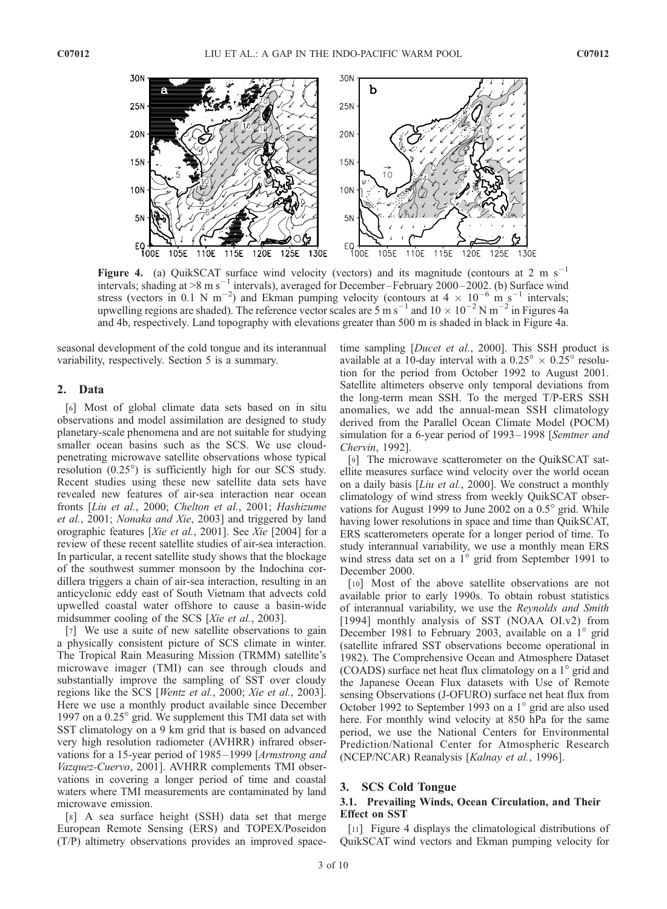**Figure 4.** (a) QuikSCAT surface wind velocity (vectors) and its magnitude (contours at 2 m s$^{-1}$ intervals; shading at >8 m s$^{-1}$ intervals), averaged for December–February 2000–2002. (b) Surface wind stress (vectors in 0.1 N m$^{-2}$) and Ekman pumping velocity (contours at $4 \times 10^{-6}$ m s$^{-1}$ intervals; upwelling regions are shaded). The reference vector scales are 5 m s$^{-1}$ and $10 \times 10^{-2}$ N m$^{-2}$ in Figures 4a and 4b, respectively. Land topography with elevations greater than 500 m is shaded in black in Figure 4a.

seasonal development of the cold tongue and its interannual variability, respectively. Section 5 is a summary.

## 2. Data

[6] Most of global climate data sets based on in situ observations and model assimilation are designed to study planetary-scale phenomena and are not suitable for studying smaller ocean basins such as the SCS. We use cloud-penetrating microwave satellite observations whose typical resolution (0.25°) is sufficiently high for our SCS study. Recent studies using these new satellite data sets have revealed new features of air-sea interaction near ocean fronts [*Liu et al.*, 2000; *Chelton et al.*, 2001; *Hashizume et al.*, 2001; *Nonaka and Xie*, 2003] and triggered by land orographic features [*Xie et al.*, 2001]. See *Xie* [2004] for a review of these recent satellite studies of air-sea interaction. In particular, a recent satellite study shows that the blockage of the southwest summer monsoon by the Indochina cordillera triggers a chain of air-sea interaction, resulting in an anticyclonic eddy east of South Vietnam that advects cold upwelled coastal water offshore to cause a basin-wide midsummer cooling of the SCS [*Xie et al.*, 2003].

[7] We use a suite of new satellite observations to gain a physically consistent picture of SCS climate in winter. The Tropical Rain Measuring Mission (TRMM) satellite's microwave imager (TMI) can see through clouds and substantially improve the sampling of SST over cloudy regions like the SCS [*Wentz et al.*, 2000; *Xie et al.*, 2003]. Here we use a monthly product available since December 1997 on a 0.25° grid. We supplement this TMI data set with SST climatology on a 9 km grid that is based on advanced very high resolution radiometer (AVHRR) infrared observations for a 15-year period of 1985–1999 [*Armstrong and Vazquez-Cuervo*, 2001]. AVHRR complements TMI observations in covering a longer period of time and coastal waters where TMI measurements are contaminated by land microwave emission.

[8] A sea surface height (SSH) data set that merge European Remote Sensing (ERS) and TOPEX/Poseidon (T/P) altimetry observations provides an improved space-time sampling [*Ducet et al.*, 2000]. This SSH product is available at a 10-day interval with a 0.25° × 0.25° resolution for the period from October 1992 to August 2001. Satellite altimeters observe only temporal deviations from the long-term mean SSH. To the merged T/P-ERS SSH anomalies, we add the annual-mean SSH climatology derived from the Parallel Ocean Climate Model (POCM) simulation for a 6-year period of 1993–1998 [*Semtner and Chervin*, 1992].

[9] The microwave scatterometer on the QuikSCAT satellite measures surface wind velocity over the world ocean on a daily basis [*Liu et al.*, 2000]. We construct a monthly climatology of wind stress from weekly QuikSCAT observations for August 1999 to June 2002 on a 0.5° grid. While having lower resolutions in space and time than QuikSCAT, ERS scatterometers operate for a longer period of time. To study interannual variability, we use a monthly mean ERS wind stress data set on a 1° grid from September 1991 to December 2000.

[10] Most of the above satellite observations are not available prior to early 1990s. To obtain robust statistics of interannual variability, we use the *Reynolds and Smith* [1994] monthly analysis of SST (NOAA OI.v2) from December 1981 to February 2003, available on a 1° grid (satellite infrared SST observations become operational in 1982). The Comprehensive Ocean and Atmosphere Dataset (COADS) surface net heat flux climatology on a 1° grid and the Japanese Ocean Flux datasets with Use of Remote sensing Observations (J-OFURO) surface net heat flux from October 1992 to September 1993 on a 1° grid are also used here. For monthly wind velocity at 850 hPa for the same period, we use the National Centers for Environmental Prediction/National Center for Atmospheric Research (NCEP/NCAR) Reanalysis [*Kalnay et al.*, 1996].

## 3. SCS Cold Tongue

### 3.1. Prevailing Winds, Ocean Circulation, and Their Effect on SST

[11] Figure 4 displays the climatological distributions of QuikSCAT wind vectors and Ekman pumping velocity for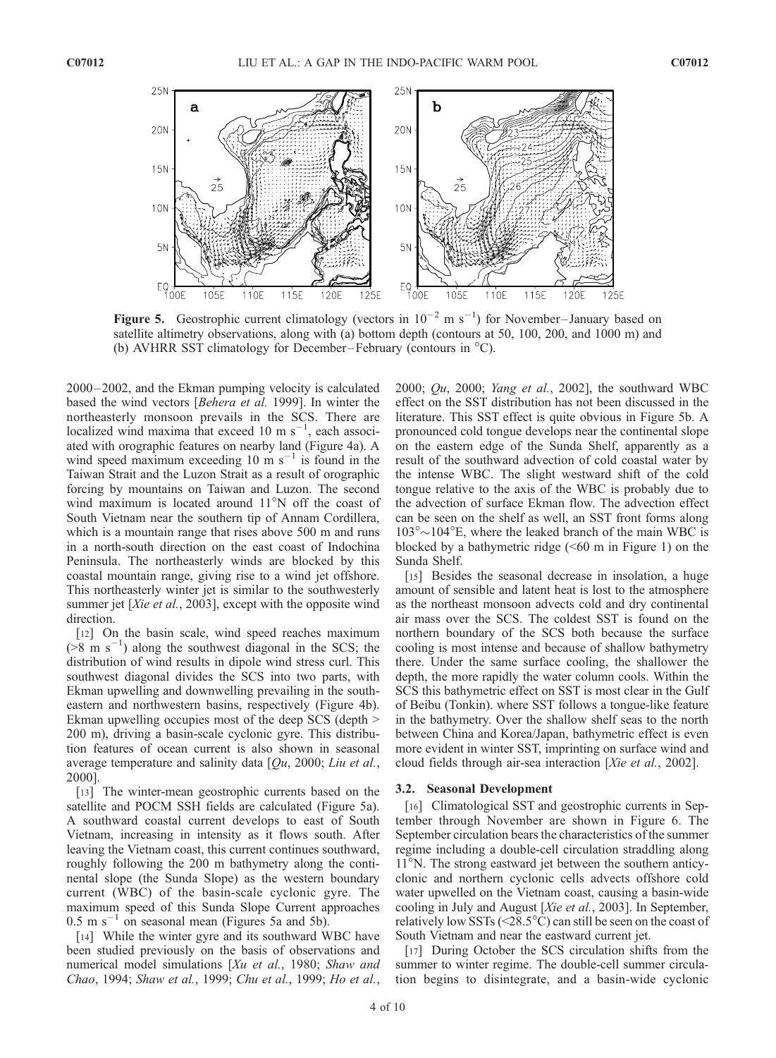**Figure 5.** Geostrophic current climatology (vectors in $10^{-2}$ m s$^{-1}$) for November–January based on satellite altimetry observations, along with (a) bottom depth (contours at 50, 100, 200, and 1000 m) and (b) AVHRR SST climatology for December–February (contours in °C).

2000–2002, and the Ekman pumping velocity is calculated based the wind vectors [*Behera et al.* 1999]. In winter the northeasterly monsoon prevails in the SCS. There are localized wind maxima that exceed 10 m s$^{-1}$, each associated with orographic features on nearby land (Figure 4a). A wind speed maximum exceeding 10 m s$^{-1}$ is found in the Taiwan Strait and the Luzon Strait as a result of orographic forcing by mountains on Taiwan and Luzon. The second wind maximum is located around 11°N off the coast of South Vietnam near the southern tip of Annam Cordillera, which is a mountain range that rises above 500 m and runs in a north-south direction on the east coast of Indochina Peninsula. The northeasterly winds are blocked by this coastal mountain range, giving rise to a wind jet offshore. This northeasterly winter jet is similar to the southwesterly summer jet [*Xie et al.*, 2003], except with the opposite wind direction.

[12] On the basin scale, wind speed reaches maximum (>8 m s$^{-1}$) along the southwest diagonal in the SCS; the distribution of wind results in dipole wind stress curl. This southwest diagonal divides the SCS into two parts, with Ekman upwelling and downwelling prevailing in the southeastern and northwestern basins, respectively (Figure 4b). Ekman upwelling occupies most of the deep SCS (depth > 200 m), driving a basin-scale cyclonic gyre. This distribution features of ocean current is also shown in seasonal average temperature and salinity data [*Qu*, 2000; *Liu et al.*, 2000].

[13] The winter-mean geostrophic currents based on the satellite and POCM SSH fields are calculated (Figure 5a). A southward coastal current develops to east of South Vietnam, increasing in intensity as it flows south. After leaving the Vietnam coast, this current continues southward, roughly following the 200 m bathymetry along the continental slope (the Sunda Slope) as the western boundary current (WBC) of the basin-scale cyclonic gyre. The maximum speed of this Sunda Slope Current approaches 0.5 m s$^{-1}$ on seasonal mean (Figures 5a and 5b).

[14] While the winter gyre and its southward WBC have been studied previously on the basis of observations and numerical model simulations [*Xu et al.*, 1980; *Shaw and Chao*, 1994; *Shaw et al.*, 1999; *Chu et al.*, 1999; *Ho et al.*, 2000; *Qu*, 2000; *Yang et al.*, 2002], the southward WBC effect on the SST distribution has not been discussed in the literature. This SST effect is quite obvious in Figure 5b. A pronounced cold tongue develops near the continental slope on the eastern edge of the Sunda Shelf, apparently as a result of the southward advection of cold coastal water by the intense WBC. The slight westward shift of the cold tongue relative to the axis of the WBC is probably due to the advection of surface Ekman flow. The advection effect can be seen on the shelf as well, an SST front forms along 103°∼104°E, where the leaked branch of the main WBC is blocked by a bathymetric ridge (<60 m in Figure 1) on the Sunda Shelf.

[15] Besides the seasonal decrease in insolation, a huge amount of sensible and latent heat is lost to the atmosphere as the northeast monsoon advects cold and dry continental air mass over the SCS. The coldest SST is found on the northern boundary of the SCS both because the surface cooling is most intense and because of shallow bathymetry there. Under the same surface cooling, the shallower the depth, the more rapidly the water column cools. Within the SCS this bathymetric effect on SST is most clear in the Gulf of Beibu (Tonkin). where SST follows a tongue-like feature in the bathymetry. Over the shallow shelf seas to the north between China and Korea/Japan, bathymetric effect is even more evident in winter SST, imprinting on surface wind and cloud fields through air-sea interaction [*Xie et al.*, 2002].

### 3.2. Seasonal Development

[16] Climatological SST and geostrophic currents in September through November are shown in Figure 6. The September circulation bears the characteristics of the summer regime including a double-cell circulation straddling along 11°N. The strong eastward jet between the southern anticyclonic and northern cyclonic cells advects offshore cold water upwelled on the Vietnam coast, causing a basin-wide cooling in July and August [*Xie et al.*, 2003]. In September, relatively low SSTs (<28.5°C) can still be seen on the coast of South Vietnam and near the eastward current jet.

[17] During October the SCS circulation shifts from the summer to winter regime. The double-cell summer circulation begins to disintegrate, and a basin-wide cyclonic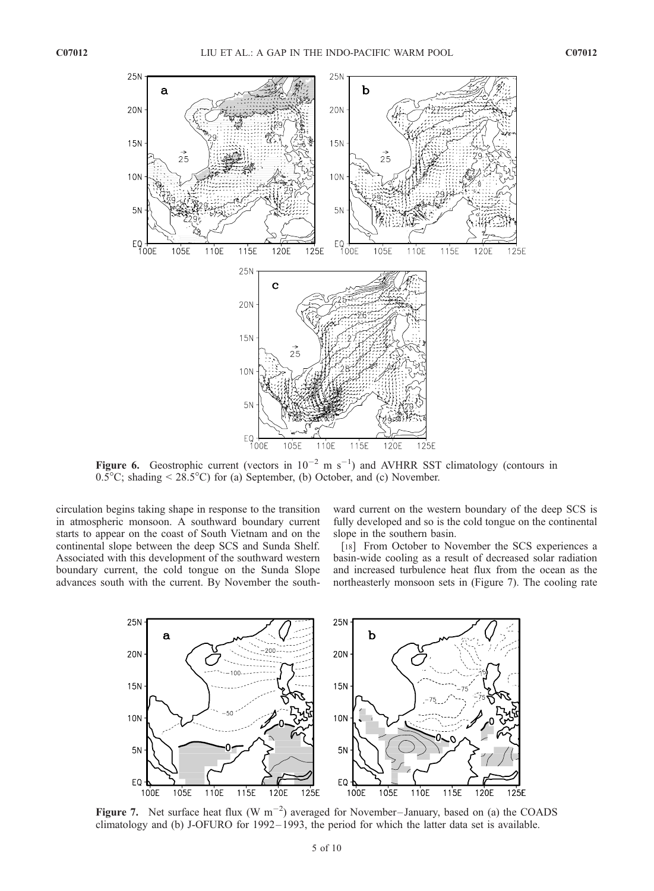**Figure 6.** Geostrophic current (vectors in $10^{-2}$ m s$^{-1}$) and AVHRR SST climatology (contours in 0.5°C; shading < 28.5°C) for (a) September, (b) October, and (c) November.

circulation begins taking shape in response to the transition in atmospheric monsoon. A southward boundary current starts to appear on the coast of South Vietnam and on the continental slope between the deep SCS and Sunda Shelf. Associated with this development of the southward western boundary current, the cold tongue on the Sunda Slope advances south with the current. By November the southward current on the western boundary of the deep SCS is fully developed and so is the cold tongue on the continental slope in the southern basin.

[18] From October to November the SCS experiences a basin-wide cooling as a result of decreased solar radiation and increased turbulence heat flux from the ocean as the northeasterly monsoon sets in (Figure 7). The cooling rate

**Figure 7.** Net surface heat flux (W m$^{-2}$) averaged for November–January, based on (a) the COADS climatology and (b) J-OFURO for 1992–1993, the period for which the latter data set is available.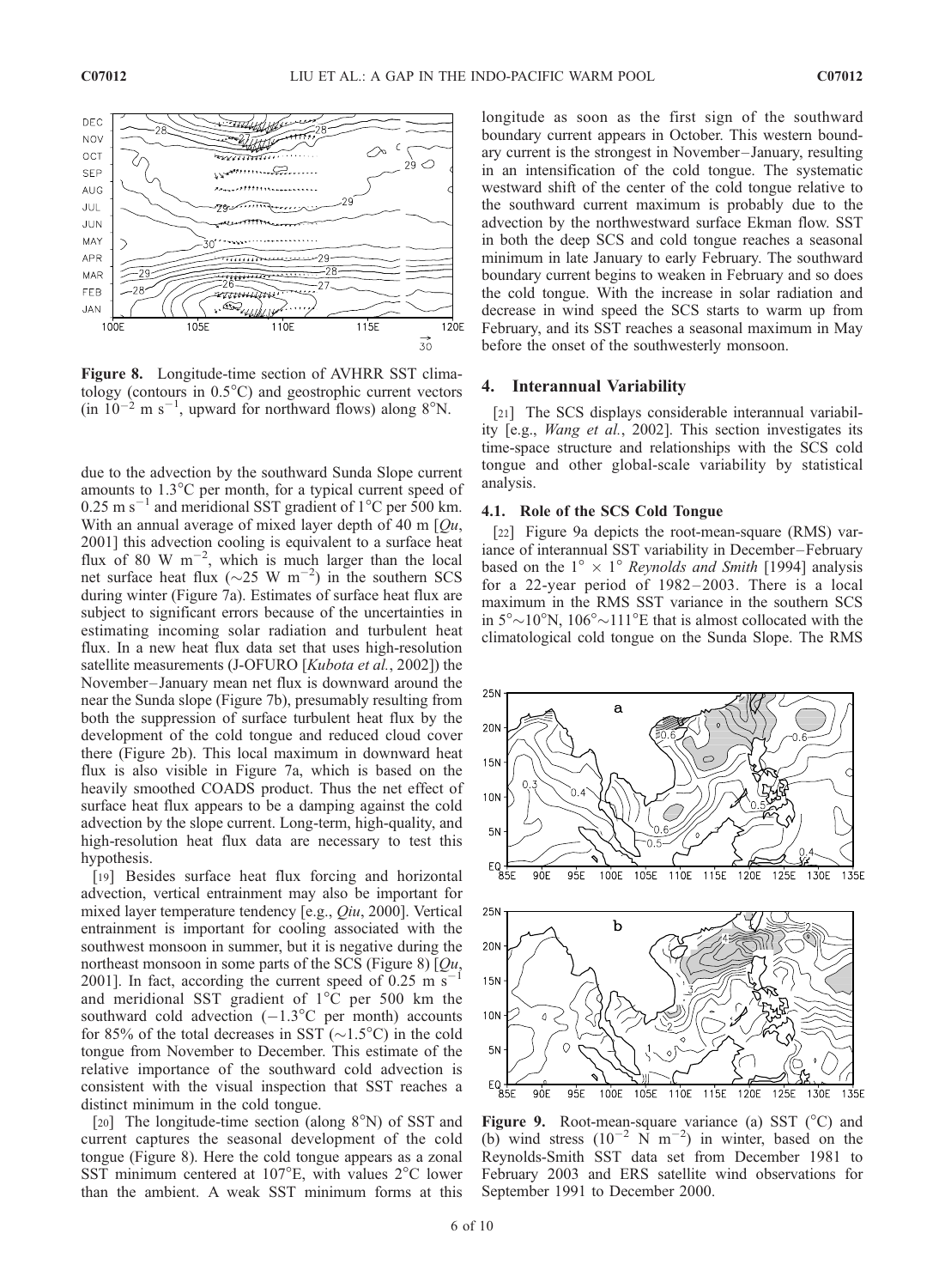**Figure 8.** Longitude-time section of AVHRR SST climatology (contours in 0.5°C) and geostrophic current vectors (in $10^{-2}$ m $s^{-1}$, upward for northward flows) along 8°N.

due to the advection by the southward Sunda Slope current amounts to 1.3°C per month, for a typical current speed of 0.25 m $s^{-1}$ and meridional SST gradient of 1°C per 500 km. With an annual average of mixed layer depth of 40 m [*Qu*, 2001] this advection cooling is equivalent to a surface heat flux of 80 W $m^{-2}$, which is much larger than the local net surface heat flux (~25 W $m^{-2}$) in the southern SCS during winter (Figure 7a). Estimates of surface heat flux are subject to significant errors because of the uncertainties in estimating incoming solar radiation and turbulent heat flux. In a new heat flux data set that uses high-resolution satellite measurements (J-OFURO [*Kubota et al.*, 2002]) the November–January mean net flux is downward around the near the Sunda slope (Figure 7b), presumably resulting from both the suppression of surface turbulent heat flux by the development of the cold tongue and reduced cloud cover there (Figure 2b). This local maximum in downward heat flux is also visible in Figure 7a, which is based on the heavily smoothed COADS product. Thus the net effect of surface heat flux appears to be a damping against the cold advection by the slope current. Long-term, high-quality, and high-resolution heat flux data are necessary to test this hypothesis.

[19] Besides surface heat flux forcing and horizontal advection, vertical entrainment may also be important for mixed layer temperature tendency [e.g., *Qiu*, 2000]. Vertical entrainment is important for cooling associated with the southwest monsoon in summer, but it is negative during the northeast monsoon in some parts of the SCS (Figure 8) [*Qu*, 2001]. In fact, according the current speed of 0.25 m $s^{-1}$ and meridional SST gradient of 1°C per 500 km the southward cold advection (−1.3°C per month) accounts for 85% of the total decreases in SST (~1.5°C) in the cold tongue from November to December. This estimate of the relative importance of the southward cold advection is consistent with the visual inspection that SST reaches a distinct minimum in the cold tongue.

[20] The longitude-time section (along 8°N) of SST and current captures the seasonal development of the cold tongue (Figure 8). Here the cold tongue appears as a zonal SST minimum centered at 107°E, with values 2°C lower than the ambient. A weak SST minimum forms at this longitude as soon as the first sign of the southward boundary current appears in October. This western boundary current is the strongest in November–January, resulting in an intensification of the cold tongue. The systematic westward shift of the center of the cold tongue relative to the southward current maximum is probably due to the advection by the northwestward surface Ekman flow. SST in both the deep SCS and cold tongue reaches a seasonal minimum in late January to early February. The southward boundary current begins to weaken in February and so does the cold tongue. With the increase in solar radiation and decrease in wind speed the SCS starts to warm up from February, and its SST reaches a seasonal maximum in May before the onset of the southwesterly monsoon.

## 4. Interannual Variability

[21] The SCS displays considerable interannual variability [e.g., *Wang et al.*, 2002]. This section investigates its time-space structure and relationships with the SCS cold tongue and other global-scale variability by statistical analysis.

### 4.1. Role of the SCS Cold Tongue

[22] Figure 9a depicts the root-mean-square (RMS) variance of interannual SST variability in December–February based on the 1° × 1° *Reynolds and Smith* [1994] analysis for a 22-year period of 1982–2003. There is a local maximum in the RMS SST variance in the southern SCS in 5°~10°N, 106°~111°E that is almost collocated with the climatological cold tongue on the Sunda Slope. The RMS

**Figure 9.** Root-mean-square variance (a) SST (°C) and (b) wind stress ($10^{-2}$ N $m^{-2}$) in winter, based on the Reynolds-Smith SST data set from December 1981 to February 2003 and ERS satellite wind observations for September 1991 to December 2000.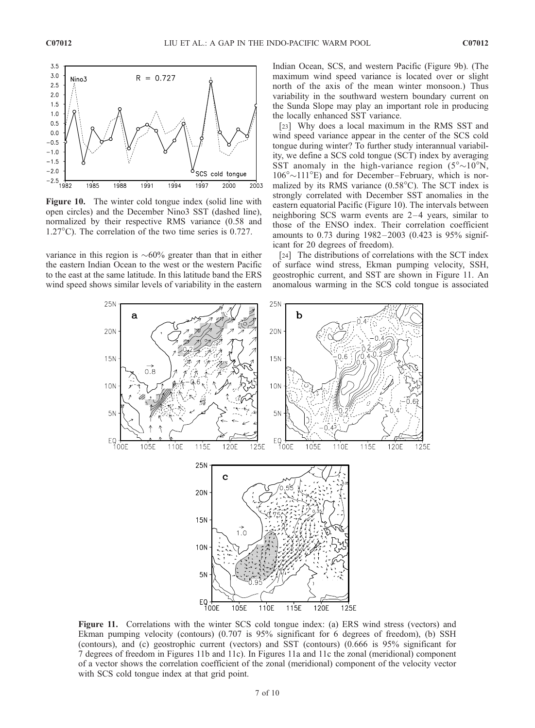**Figure 10.** The winter cold tongue index (solid line with open circles) and the December Nino3 SST (dashed line), normalized by their respective RMS variance (0.58 and 1.27°C). The correlation of the two time series is 0.727.

variance in this region is ∼60% greater than that in either the eastern Indian Ocean to the west or the western Pacific to the east at the same latitude. In this latitude band the ERS wind speed shows similar levels of variability in the eastern Indian Ocean, SCS, and western Pacific (Figure 9b). (The maximum wind speed variance is located over or slight north of the axis of the mean winter monsoon.) Thus variability in the southward western boundary current on the Sunda Slope may play an important role in producing the locally enhanced SST variance.

[23] Why does a local maximum in the RMS SST and wind speed variance appear in the center of the SCS cold tongue during winter? To further study interannual variability, we define a SCS cold tongue (SCT) index by averaging SST anomaly in the high-variance region (5°∼10°N, 106°∼111°E) and for December–February, which is normalized by its RMS variance (0.58°C). The SCT index is strongly correlated with December SST anomalies in the eastern equatorial Pacific (Figure 10). The intervals between neighboring SCS warm events are 2–4 years, similar to those of the ENSO index. Their correlation coefficient amounts to 0.73 during 1982–2003 (0.423 is 95% significant for 20 degrees of freedom).

[24] The distributions of correlations with the SCT index of surface wind stress, Ekman pumping velocity, SSH, geostrophic current, and SST are shown in Figure 11. An anomalous warming in the SCS cold tongue is associated

**Figure 11.** Correlations with the winter SCS cold tongue index: (a) ERS wind stress (vectors) and Ekman pumping velocity (contours) (0.707 is 95% significant for 6 degrees of freedom), (b) SSH (contours), and (c) geostrophic current (vectors) and SST (contours) (0.666 is 95% significant for 7 degrees of freedom in Figures 11b and 11c). In Figures 11a and 11c the zonal (meridional) component of a vector shows the correlation coefficient of the zonal (meridional) component of the velocity vector with SCS cold tongue index at that grid point.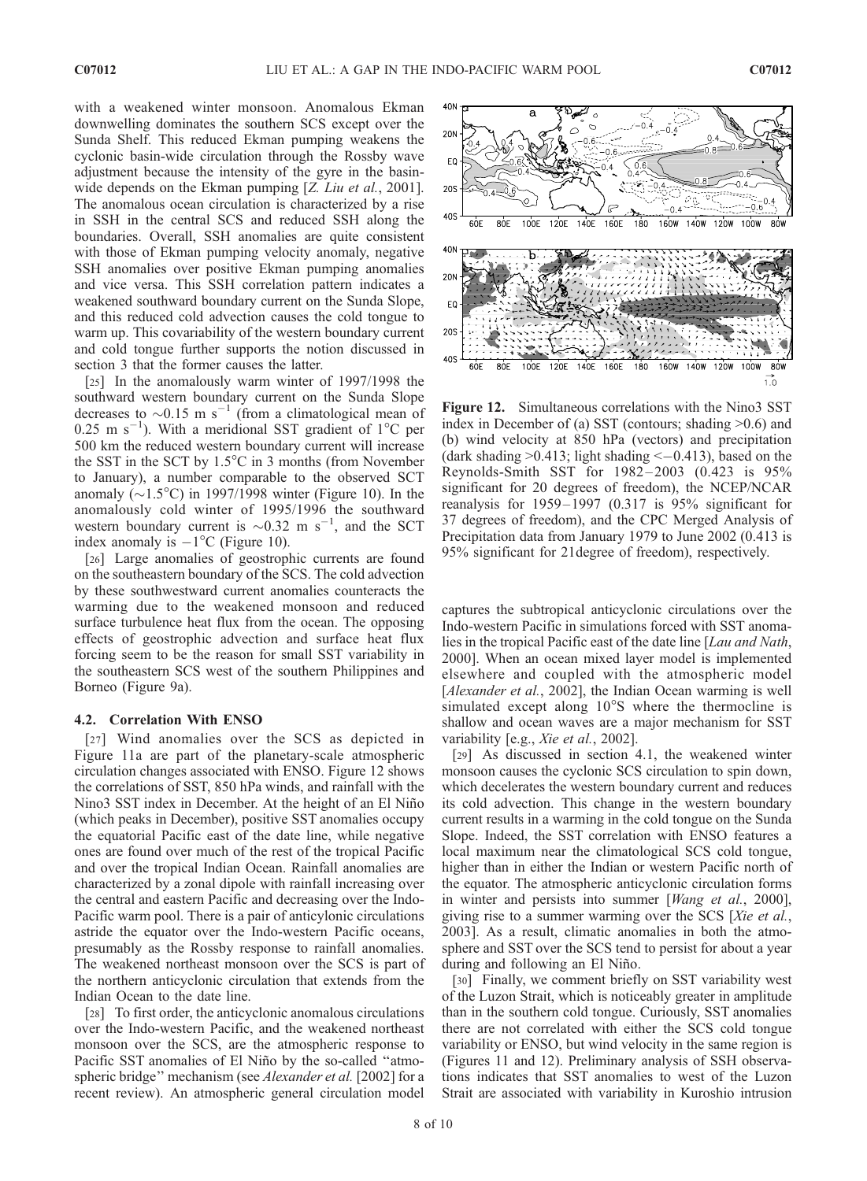with a weakened winter monsoon. Anomalous Ekman downwelling dominates the southern SCS except over the Sunda Shelf. This reduced Ekman pumping weakens the cyclonic basin-wide circulation through the Rossby wave adjustment because the intensity of the gyre in the basin-wide depends on the Ekman pumping [*Z. Liu et al.*, 2001]. The anomalous ocean circulation is characterized by a rise in SSH in the central SCS and reduced SSH along the boundaries. Overall, SSH anomalies are quite consistent with those of Ekman pumping velocity anomaly, negative SSH anomalies over positive Ekman pumping anomalies and vice versa. This SSH correlation pattern indicates a weakened southward boundary current on the Sunda Slope, and this reduced cold advection causes the cold tongue to warm up. This covariability of the western boundary current and cold tongue further supports the notion discussed in section 3 that the former causes the latter.

[25] In the anomalously warm winter of 1997/1998 the southward western boundary current on the Sunda Slope decreases to $\sim$0.15 m s$^{-1}$ (from a climatological mean of 0.25 m s$^{-1}$). With a meridional SST gradient of 1°C per 500 km the reduced western boundary current will increase the SST in the SCT by 1.5°C in 3 months (from November to January), a number comparable to the observed SCT anomaly ($\sim$1.5°C) in 1997/1998 winter (Figure 10). In the anomalously cold winter of 1995/1996 the southward western boundary current is $\sim$0.32 m s$^{-1}$, and the SCT index anomaly is $-1$°C (Figure 10).

[26] Large anomalies of geostrophic currents are found on the southeastern boundary of the SCS. The cold advection by these southwestward current anomalies counteracts the warming due to the weakened monsoon and reduced surface turbulence heat flux from the ocean. The opposing effects of geostrophic advection and surface heat flux forcing seem to be the reason for small SST variability in the southeastern SCS west of the southern Philippines and Borneo (Figure 9a).

### 4.2. Correlation With ENSO

[27] Wind anomalies over the SCS as depicted in Figure 11a are part of the planetary-scale atmospheric circulation changes associated with ENSO. Figure 12 shows the correlations of SST, 850 hPa winds, and rainfall with the Nino3 SST index in December. At the height of an El Niño (which peaks in December), positive SST anomalies occupy the equatorial Pacific east of the date line, while negative ones are found over much of the rest of the tropical Pacific and over the tropical Indian Ocean. Rainfall anomalies are characterized by a zonal dipole with rainfall increasing over the central and eastern Pacific and decreasing over the Indo-Pacific warm pool. There is a pair of anticylonic circulations astride the equator over the Indo-western Pacific oceans, presumably as the Rossby response to rainfall anomalies. The weakened northeast monsoon over the SCS is part of the northern anticyclonic circulation that extends from the Indian Ocean to the date line.

[28] To first order, the anticyclonic anomalous circulations over the Indo-western Pacific, and the weakened northeast monsoon over the SCS, are the atmospheric response to Pacific SST anomalies of El Niño by the so-called "atmospheric bridge" mechanism (see *Alexander et al.* [2002] for a recent review). An atmospheric general circulation model

**Figure 12.** Simultaneous correlations with the Nino3 SST index in December of (a) SST (contours; shading >0.6) and (b) wind velocity at 850 hPa (vectors) and precipitation (dark shading >0.413; light shading <−0.413), based on the Reynolds-Smith SST for 1982–2003 (0.423 is 95% significant for 20 degrees of freedom), the NCEP/NCAR reanalysis for 1959–1997 (0.317 is 95% significant for 37 degrees of freedom), and the CPC Merged Analysis of Precipitation data from January 1979 to June 2002 (0.413 is 95% significant for 21degree of freedom), respectively.

captures the subtropical anticyclonic circulations over the Indo-western Pacific in simulations forced with SST anomalies in the tropical Pacific east of the date line [*Lau and Nath*, 2000]. When an ocean mixed layer model is implemented elsewhere and coupled with the atmospheric model [*Alexander et al.*, 2002], the Indian Ocean warming is well simulated except along 10°S where the thermocline is shallow and ocean waves are a major mechanism for SST variability [e.g., *Xie et al.*, 2002].

[29] As discussed in section 4.1, the weakened winter monsoon causes the cyclonic SCS circulation to spin down, which decelerates the western boundary current and reduces its cold advection. This change in the western boundary current results in a warming in the cold tongue on the Sunda Slope. Indeed, the SST correlation with ENSO features a local maximum near the climatological SCS cold tongue, higher than in either the Indian or western Pacific north of the equator. The atmospheric anticyclonic circulation forms in winter and persists into summer [*Wang et al.*, 2000], giving rise to a summer warming over the SCS [*Xie et al.*, 2003]. As a result, climatic anomalies in both the atmosphere and SST over the SCS tend to persist for about a year during and following an El Niño.

[30] Finally, we comment briefly on SST variability west of the Luzon Strait, which is noticeably greater in amplitude than in the southern cold tongue. Curiously, SST anomalies there are not correlated with either the SCS cold tongue variability or ENSO, but wind velocity in the same region is (Figures 11 and 12). Preliminary analysis of SSH observations indicates that SST anomalies to west of the Luzon Strait are associated with variability in Kuroshio intrusion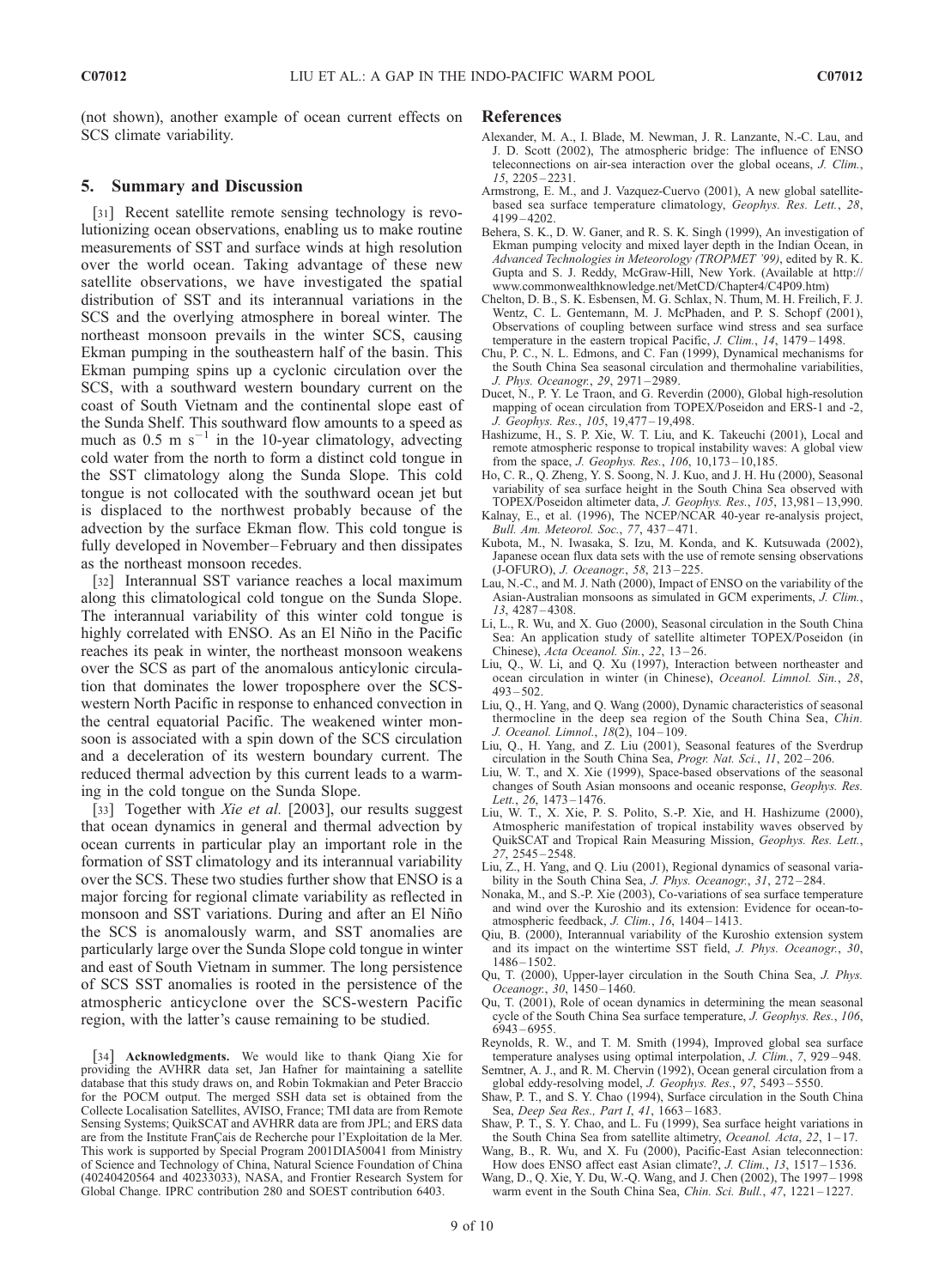(not shown), another example of ocean current effects on SCS climate variability.

## 5. Summary and Discussion

[31] Recent satellite remote sensing technology is revolutionizing ocean observations, enabling us to make routine measurements of SST and surface winds at high resolution over the world ocean. Taking advantage of these new satellite observations, we have investigated the spatial distribution of SST and its interannual variations in the SCS and the overlying atmosphere in boreal winter. The northeast monsoon prevails in the winter SCS, causing Ekman pumping in the southeastern half of the basin. This Ekman pumping spins up a cyclonic circulation over the SCS, with a southward western boundary current on the coast of South Vietnam and the continental slope east of the Sunda Shelf. This southward flow amounts to a speed as much as 0.5 m $s^{-1}$ in the 10-year climatology, advecting cold water from the north to form a distinct cold tongue in the SST climatology along the Sunda Slope. This cold tongue is not collocated with the southward ocean jet but is displaced to the northwest probably because of the advection by the surface Ekman flow. This cold tongue is fully developed in November–February and then dissipates as the northeast monsoon recedes.

[32] Interannual SST variance reaches a local maximum along this climatological cold tongue on the Sunda Slope. The interannual variability of this winter cold tongue is highly correlated with ENSO. As an El Niño in the Pacific reaches its peak in winter, the northeast monsoon weakens over the SCS as part of the anomalous anticyclonic circulation that dominates the lower troposphere over the SCS-western North Pacific in response to enhanced convection in the central equatorial Pacific. The weakened winter monsoon is associated with a spin down of the SCS circulation and a deceleration of its western boundary current. The reduced thermal advection by this current leads to a warming in the cold tongue on the Sunda Slope.

[33] Together with *Xie et al.* [2003], our results suggest that ocean dynamics in general and thermal advection by ocean currents in particular play an important role in the formation of SST climatology and its interannual variability over the SCS. These two studies further show that ENSO is a major forcing for regional climate variability as reflected in monsoon and SST variations. During and after an El Niño the SCS is anomalously warm, and SST anomalies are particularly large over the Sunda Slope cold tongue in winter and east of South Vietnam in summer. The long persistence of SCS SST anomalies is rooted in the persistence of the atmospheric anticyclone over the SCS-western Pacific region, with the latter's cause remaining to be studied.

[34] **Acknowledgments.** We would like to thank Qiang Xie for providing the AVHRR data set, Jan Hafner for maintaining a satellite database that this study draws on, and Robin Tokmakian and Peter Braccio for the POCM output. The merged SSH data set is obtained from the Collecte Localisation Satellites, AVISO, France; TMI data are from Remote Sensing Systems; QuikSCAT and AVHRR data are from JPL; and ERS data are from the Institute FranÇais de Recherche pour l'Exploitation de la Mer. This work is supported by Special Program 2001DIA50041 from Ministry of Science and Technology of China, Natural Science Foundation of China (40240420564 and 40233033), NASA, and Frontier Research System for Global Change. IPRC contribution 280 and SOEST contribution 6403.

## References

Alexander, M. A., I. Blade, M. Newman, J. R. Lanzante, N.-C. Lau, and J. D. Scott (2002), The atmospheric bridge: The influence of ENSO teleconnections on air-sea interaction over the global oceans, *J. Clim.*, *15*, 2205–2231.

Armstrong, E. M., and J. Vazquez-Cuervo (2001), A new global satellite-based sea surface temperature climatology, *Geophys. Res. Lett.*, *28*, 4199–4202.

Behera, S. K., D. W. Ganer, and R. S. K. Singh (1999), An investigation of Ekman pumping velocity and mixed layer depth in the Indian Ocean, in *Advanced Technologies in Meteorology (TROPMET '99)*, edited by R. K. Gupta and S. J. Reddy, McGraw-Hill, New York. (Available at http://www.commonwealthknowledge.net/MetCD/Chapter4/C4P09.htm)

Chelton, D. B., S. K. Esbensen, M. G. Schlax, N. Thum, M. H. Freilich, F. J. Wentz, C. L. Gentemann, M. J. McPhaden, and P. S. Schopf (2001), Observations of coupling between surface wind stress and sea surface temperature in the eastern tropical Pacific, *J. Clim.*, *14*, 1479–1498.

Chu, P. C., N. L. Edmons, and C. Fan (1999), Dynamical mechanisms for the South China Sea seasonal circulation and thermohaline variabilities, *J. Phys. Oceanogr.*, *29*, 2971–2989.

Ducet, N., P. Y. Le Traon, and G. Reverdin (2000), Global high-resolution mapping of ocean circulation from TOPEX/Poseidon and ERS-1 and -2, *J. Geophys. Res.*, *105*, 19,477–19,498.

Hashizume, H., S. P. Xie, W. T. Liu, and K. Takeuchi (2001), Local and remote atmospheric response to tropical instability waves: A global view from the space, *J. Geophys. Res.*, *106*, 10,173–10,185.

Ho, C. R., Q. Zheng, Y. S. Soong, N. J. Kuo, and J. H. Hu (2000), Seasonal variability of sea surface height in the South China Sea observed with TOPEX/Poseidon altimeter data, *J. Geophys. Res.*, *105*, 13,981–13,990.

Kalnay, E., et al. (1996), The NCEP/NCAR 40-year re-analysis project, *Bull. Am. Meteorol. Soc.*, *77*, 437–471.

Kubota, M., N. Iwasaka, S. Izu, M. Konda, and K. Kutsuwada (2002), Japanese ocean flux data sets with the use of remote sensing observations (J-OFURO), *J. Oceanogr.*, *58*, 213–225.

Lau, N.-C., and M. J. Nath (2000), Impact of ENSO on the variability of the Asian-Australian monsoons as simulated in GCM experiments, *J. Clim.*, *13*, 4287–4308.

Li, L., R. Wu, and X. Guo (2000), Seasonal circulation in the South China Sea: An application study of satellite altimeter TOPEX/Poseidon (in Chinese), *Acta Oceanol. Sin.*, *22*, 13–26.

Liu, Q., W. Li, and Q. Xu (1997), Interaction between northeaster and ocean circulation in winter (in Chinese), *Oceanol. Limnol. Sin.*, *28*, 493–502.

Liu, Q., H. Yang, and Q. Wang (2000), Dynamic characteristics of seasonal thermocline in the deep sea region of the South China Sea, *Chin. J. Oceanol. Limnol.*, *18*(2), 104–109.

Liu, Q., H. Yang, and Z. Liu (2001), Seasonal features of the Sverdrup circulation in the South China Sea, *Progr. Nat. Sci.*, *11*, 202–206.

Liu, W. T., and X. Xie (1999), Space-based observations of the seasonal changes of South Asian monsoons and oceanic response, *Geophys. Res. Lett.*, *26*, 1473–1476.

Liu, W. T., X. Xie, P. S. Polito, S.-P. Xie, and H. Hashizume (2000), Atmospheric manifestation of tropical instability waves observed by QuikSCAT and Tropical Rain Measuring Mission, *Geophys. Res. Lett.*, *27*, 2545–2548.

Liu, Z., H. Yang, and Q. Liu (2001), Regional dynamics of seasonal variability in the South China Sea, *J. Phys. Oceanogr.*, *31*, 272–284.

Nonaka, M., and S.-P. Xie (2003), Co-variations of sea surface temperature and wind over the Kuroshio and its extension: Evidence for ocean-to-atmospheric feedback, *J. Clim.*, *16*, 1404–1413.

Qiu, B. (2000), Interannual variability of the Kuroshio extension system and its impact on the wintertime SST field, *J. Phys. Oceanogr.*, *30*, 1486–1502.

Qu, T. (2000), Upper-layer circulation in the South China Sea, *J. Phys. Oceanogr.*, *30*, 1450–1460.

Qu, T. (2001), Role of ocean dynamics in determining the mean seasonal cycle of the South China Sea surface temperature, *J. Geophys. Res.*, *106*, 6943–6955.

Reynolds, R. W., and T. M. Smith (1994), Improved global sea surface temperature analyses using optimal interpolation, *J. Clim.*, *7*, 929–948.

Semtner, A. J., and R. M. Chervin (1992), Ocean general circulation from a global eddy-resolving model, *J. Geophys. Res.*, *97*, 5493–5550.

Shaw, P. T., and S. Y. Chao (1994), Surface circulation in the South China Sea, *Deep Sea Res., Part I*, *41*, 1663–1683.

Shaw, P. T., S. Y. Chao, and L. Fu (1999), Sea surface height variations in the South China Sea from satellite altimetry, *Oceanol. Acta*, *22*, 1–17.

Wang, B., R. Wu, and X. Fu (2000), Pacific-East Asian teleconnection: How does ENSO affect east Asian climate?, *J. Clim.*, *13*, 1517–1536.

Wang, D., Q. Xie, Y. Du, W.-Q. Wang, and J. Chen (2002), The 1997–1998 warm event in the South China Sea, *Chin. Sci. Bull.*, *47*, 1221–1227.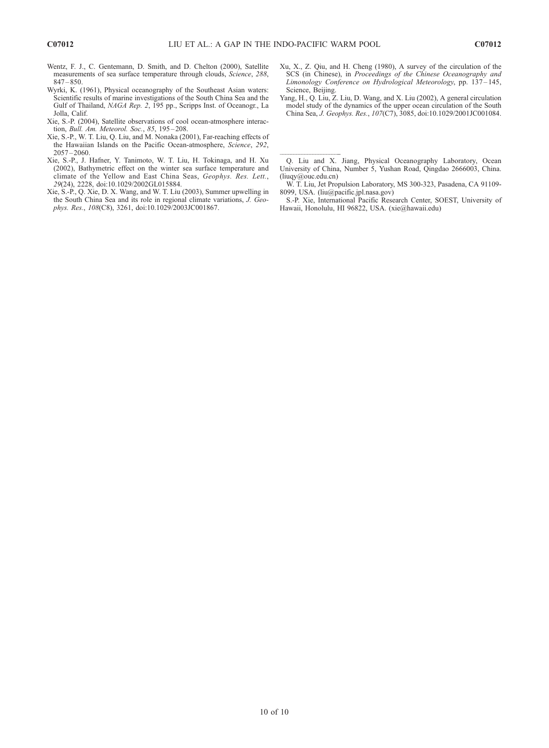Wentz, F. J., C. Gentemann, D. Smith, and D. Chelton (2000), Satellite measurements of sea surface temperature through clouds, *Science*, *288*, 847–850.

Wyrki, K. (1961), Physical oceanography of the Southeast Asian waters: Scientific results of marine investigations of the South China Sea and the Gulf of Thailand, *NAGA Rep. 2*, 195 pp., Scripps Inst. of Oceanogr., La Jolla, Calif.

Xie, S.-P. (2004), Satellite observations of cool ocean-atmosphere interaction, *Bull. Am. Meteorol. Soc.*, *85*, 195–208.

Xie, S.-P., W. T. Liu, Q. Liu, and M. Nonaka (2001), Far-reaching effects of the Hawaiian Islands on the Pacific Ocean-atmosphere, *Science*, *292*, 2057–2060.

Xie, S.-P., J. Hafner, Y. Tanimoto, W. T. Liu, H. Tokinaga, and H. Xu (2002), Bathymetric effect on the winter sea surface temperature and climate of the Yellow and East China Seas, *Geophys. Res. Lett.*, *29*(24), 2228, doi:10.1029/2002GL015884.

Xie, S.-P., Q. Xie, D. X. Wang, and W. T. Liu (2003), Summer upwelling in the South China Sea and its role in regional climate variations, *J. Geophys. Res.*, *108*(C8), 3261, doi:10.1029/2003JC001867.

Xu, X., Z. Qiu, and H. Cheng (1980), A survey of the circulation of the SCS (in Chinese), in *Proceedings of the Chinese Oceanography and Limonology Conference on Hydrological Meteorology*, pp. 137–145, Science, Beijing.

Yang, H., Q. Liu, Z. Liu, D. Wang, and X. Liu (2002), A general circulation model study of the dynamics of the upper ocean circulation of the South China Sea, *J. Geophys. Res.*, *107*(C7), 3085, doi:10.1029/2001JC001084.

---

Q. Liu and X. Jiang, Physical Oceanography Laboratory, Ocean University of China, Number 5, Yushan Road, Qingdao 2666003, China. (liuqy@ouc.edu.cn)

W. T. Liu, Jet Propulsion Laboratory, MS 300-323, Pasadena, CA 91109-8099, USA. (liu@pacific.jpl.nasa.gov)

S.-P. Xie, International Pacific Research Center, SOEST, University of Hawaii, Honolulu, HI 96822, USA. (xie@hawaii.edu)